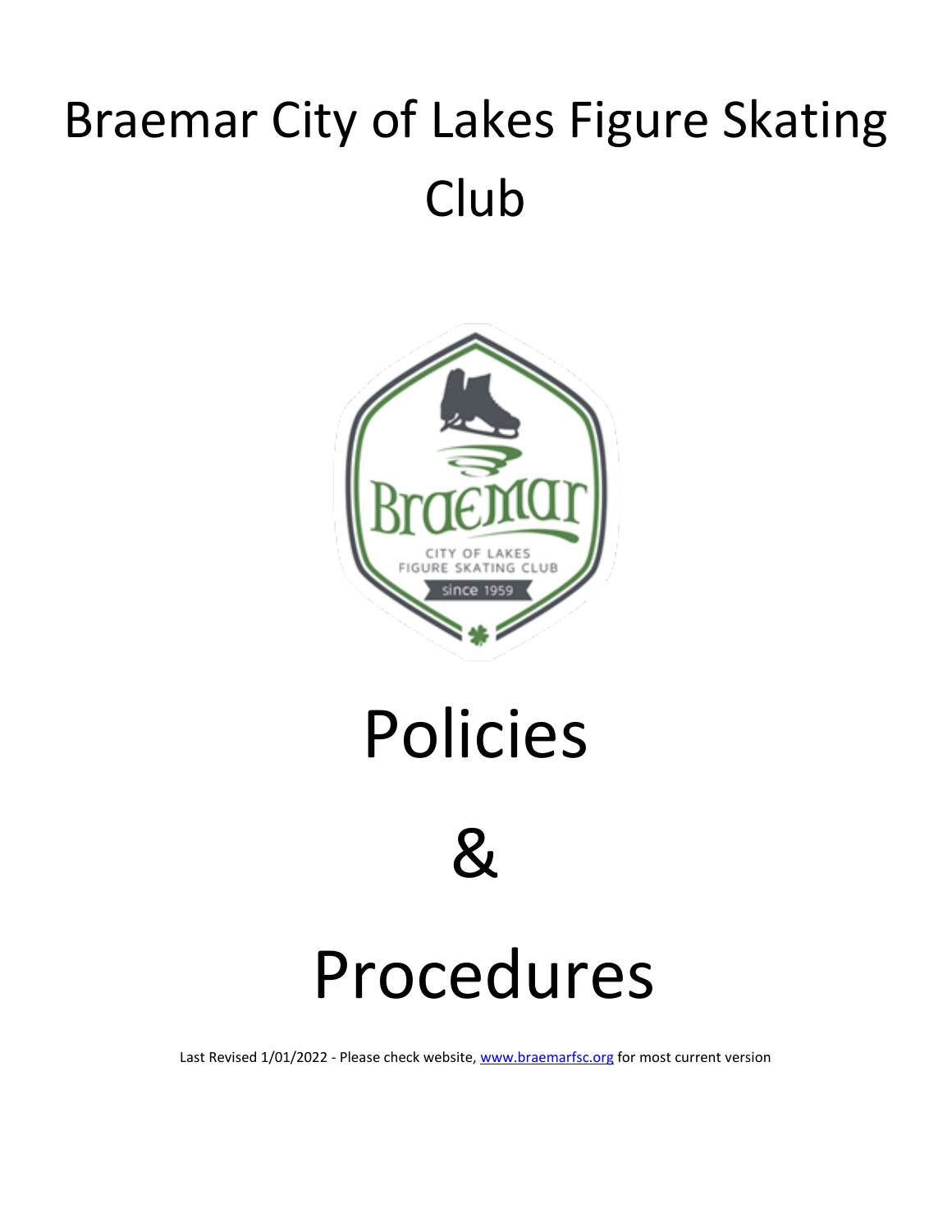# Braemar City of Lakes Figure Skating Club

# Policies

# &

# Procedures

Last Revised 1/01/2022 - Please check website, [www.braemarfsc.org](http://www.braemarfsc.org) for most current version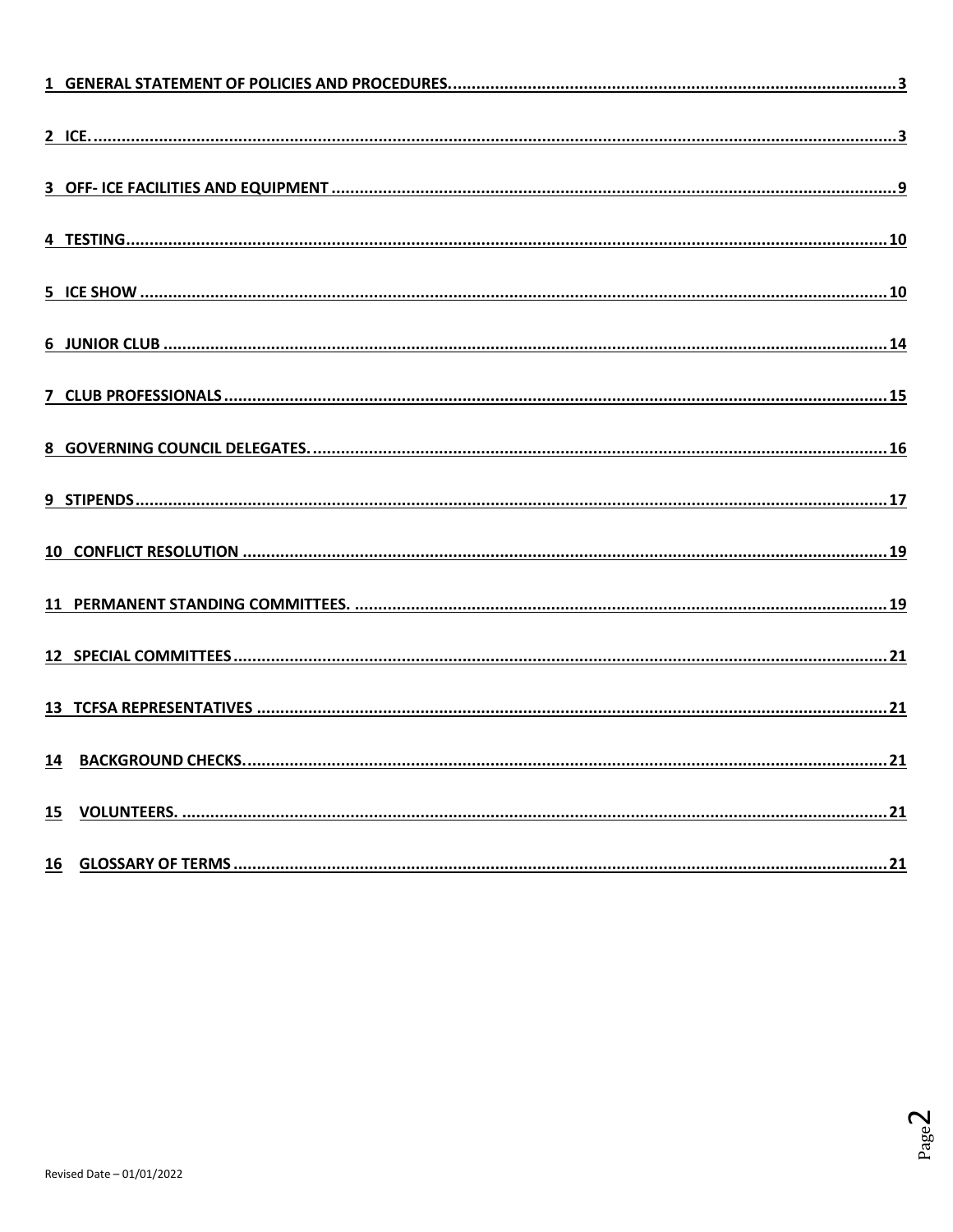1 GENERAL STATEMENT OF POLICIES AND PROCEDURES....3

2 ICE....3

3 OFF- ICE FACILITIES AND EQUIPMENT....9

4 TESTING....10

5 ICE SHOW....10

6 JUNIOR CLUB....14

7 CLUB PROFESSIONALS....15

8 GOVERNING COUNCIL DELEGATES....16

9 STIPENDS....17

10 CONFLICT RESOLUTION....19

11 PERMANENT STANDING COMMITTEES....19

12 SPECIAL COMMITTEES....21

13 TCFSA REPRESENTATIVES....21

14 BACKGROUND CHECKS....21

15 VOLUNTEERS....21

16 GLOSSARY OF TERMS....21

Revised Date – 01/01/2022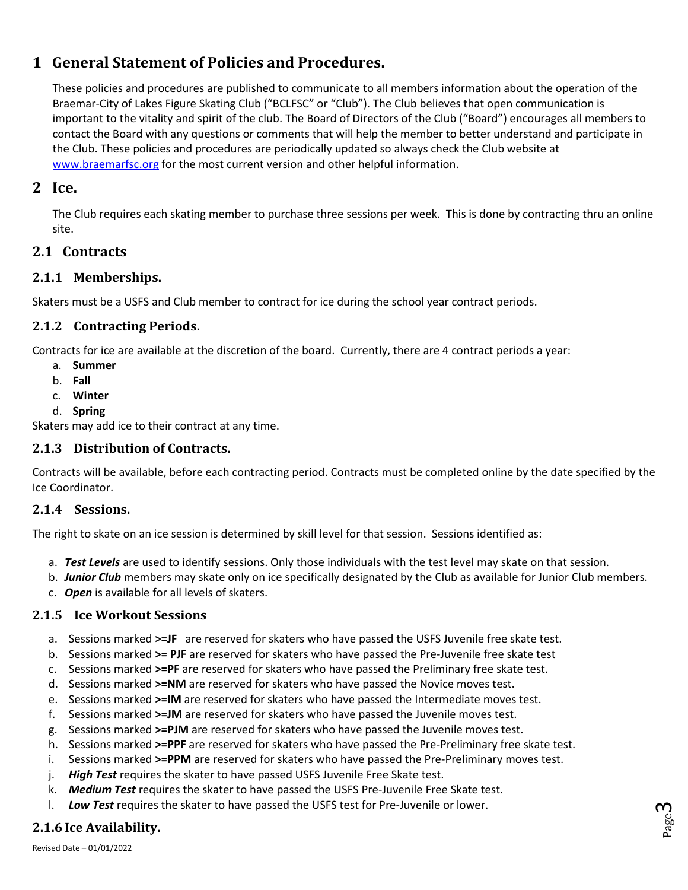# 1 General Statement of Policies and Procedures.

These policies and procedures are published to communicate to all members information about the operation of the Braemar-City of Lakes Figure Skating Club ("BCLFSC" or "Club"). The Club believes that open communication is important to the vitality and spirit of the club. The Board of Directors of the Club ("Board") encourages all members to contact the Board with any questions or comments that will help the member to better understand and participate in the Club. These policies and procedures are periodically updated so always check the Club website at www.braemarfsc.org for the most current version and other helpful information.

# 2 Ice.

The Club requires each skating member to purchase three sessions per week. This is done by contracting thru an online site.

## 2.1 Contracts

### 2.1.1 Memberships.

Skaters must be a USFS and Club member to contract for ice during the school year contract periods.

### 2.1.2 Contracting Periods.

Contracts for ice are available at the discretion of the board. Currently, there are 4 contract periods a year:

a. **Summer**
b. **Fall**
c. **Winter**
d. **Spring**

Skaters may add ice to their contract at any time.

### 2.1.3 Distribution of Contracts.

Contracts will be available, before each contracting period. Contracts must be completed online by the date specified by the Ice Coordinator.

### 2.1.4 Sessions.

The right to skate on an ice session is determined by skill level for that session. Sessions identified as:

a. ***Test Levels*** are used to identify sessions. Only those individuals with the test level may skate on that session.
b. ***Junior Club*** members may skate only on ice specifically designated by the Club as available for Junior Club members.
c. ***Open*** is available for all levels of skaters.

### 2.1.5 Ice Workout Sessions

a. Sessions marked **>=JF** are reserved for skaters who have passed the USFS Juvenile free skate test.
b. Sessions marked **>= PJF** are reserved for skaters who have passed the Pre-Juvenile free skate test
c. Sessions marked **>=PF** are reserved for skaters who have passed the Preliminary free skate test.
d. Sessions marked **>=NM** are reserved for skaters who have passed the Novice moves test.
e. Sessions marked **>=IM** are reserved for skaters who have passed the Intermediate moves test.
f. Sessions marked **>=JM** are reserved for skaters who have passed the Juvenile moves test.
g. Sessions marked **>=PJM** are reserved for skaters who have passed the Juvenile moves test.
h. Sessions marked **>=PPF** are reserved for skaters who have passed the Pre-Preliminary free skate test.
i. Sessions marked **>=PPM** are reserved for skaters who have passed the Pre-Preliminary moves test.
j. ***High Test*** requires the skater to have passed USFS Juvenile Free Skate test.
k. ***Medium Test*** requires the skater to have passed the USFS Pre-Juvenile Free Skate test.
l. ***Low Test*** requires the skater to have passed the USFS test for Pre-Juvenile or lower.

### 2.1.6 Ice Availability.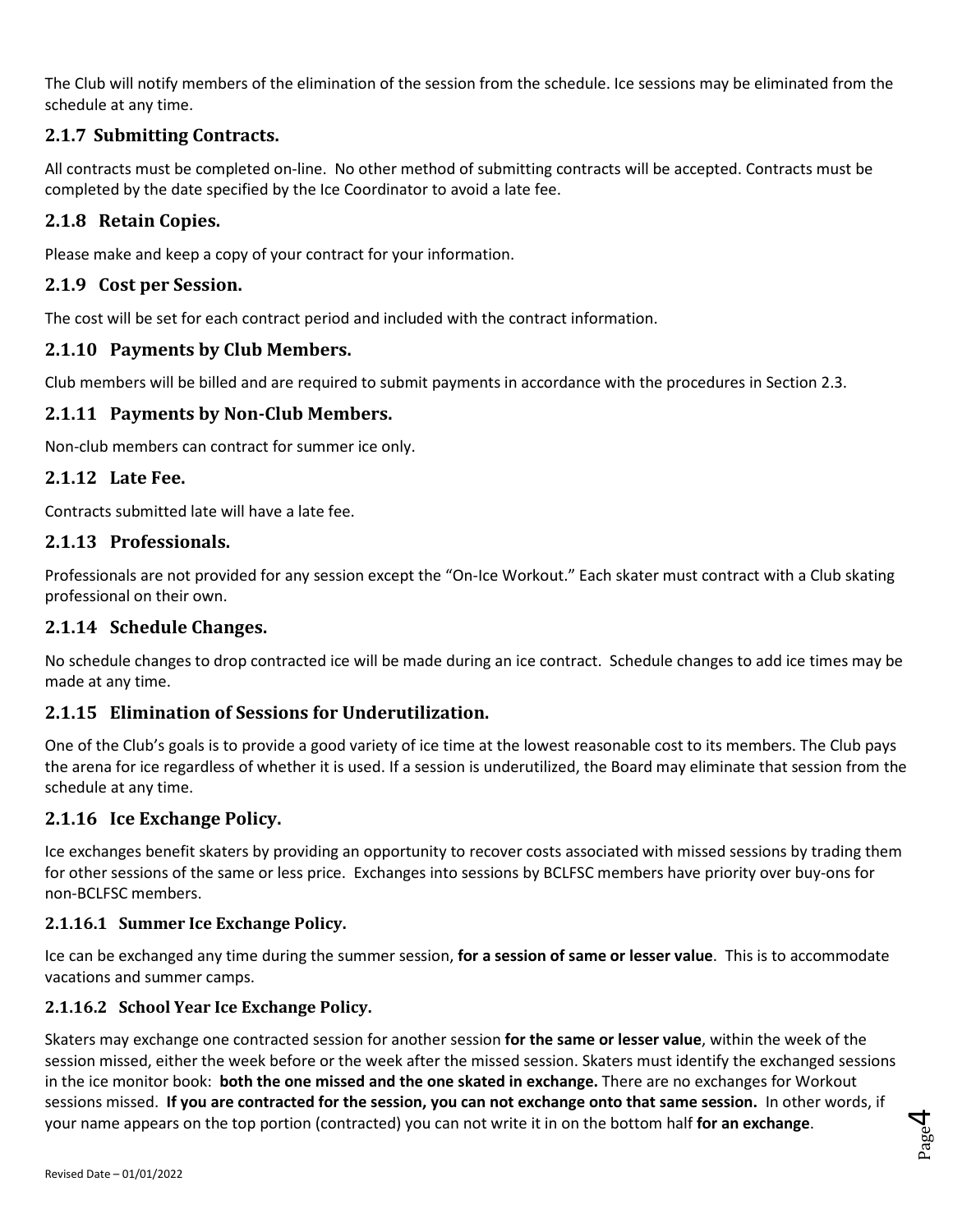The Club will notify members of the elimination of the session from the schedule. Ice sessions may be eliminated from the schedule at any time.

### 2.1.7 Submitting Contracts.

All contracts must be completed on-line. No other method of submitting contracts will be accepted. Contracts must be completed by the date specified by the Ice Coordinator to avoid a late fee.

### 2.1.8 Retain Copies.

Please make and keep a copy of your contract for your information.

### 2.1.9 Cost per Session.

The cost will be set for each contract period and included with the contract information.

### 2.1.10 Payments by Club Members.

Club members will be billed and are required to submit payments in accordance with the procedures in Section 2.3.

### 2.1.11 Payments by Non-Club Members.

Non-club members can contract for summer ice only.

### 2.1.12 Late Fee.

Contracts submitted late will have a late fee.

### 2.1.13 Professionals.

Professionals are not provided for any session except the "On-Ice Workout." Each skater must contract with a Club skating professional on their own.

### 2.1.14 Schedule Changes.

No schedule changes to drop contracted ice will be made during an ice contract. Schedule changes to add ice times may be made at any time.

### 2.1.15 Elimination of Sessions for Underutilization.

One of the Club's goals is to provide a good variety of ice time at the lowest reasonable cost to its members. The Club pays the arena for ice regardless of whether it is used. If a session is underutilized, the Board may eliminate that session from the schedule at any time.

### 2.1.16 Ice Exchange Policy.

Ice exchanges benefit skaters by providing an opportunity to recover costs associated with missed sessions by trading them for other sessions of the same or less price. Exchanges into sessions by BCLFSC members have priority over buy-ons for non-BCLFSC members.

#### 2.1.16.1 Summer Ice Exchange Policy.

Ice can be exchanged any time during the summer session, **for a session of same or lesser value**. This is to accommodate vacations and summer camps.

#### 2.1.16.2 School Year Ice Exchange Policy.

Skaters may exchange one contracted session for another session **for the same or lesser value**, within the week of the session missed, either the week before or the week after the missed session. Skaters must identify the exchanged sessions in the ice monitor book: **both the one missed and the one skated in exchange.** There are no exchanges for Workout sessions missed. **If you are contracted for the session, you can not exchange onto that same session.** In other words, if your name appears on the top portion (contracted) you can not write it in on the bottom half **for an exchange**.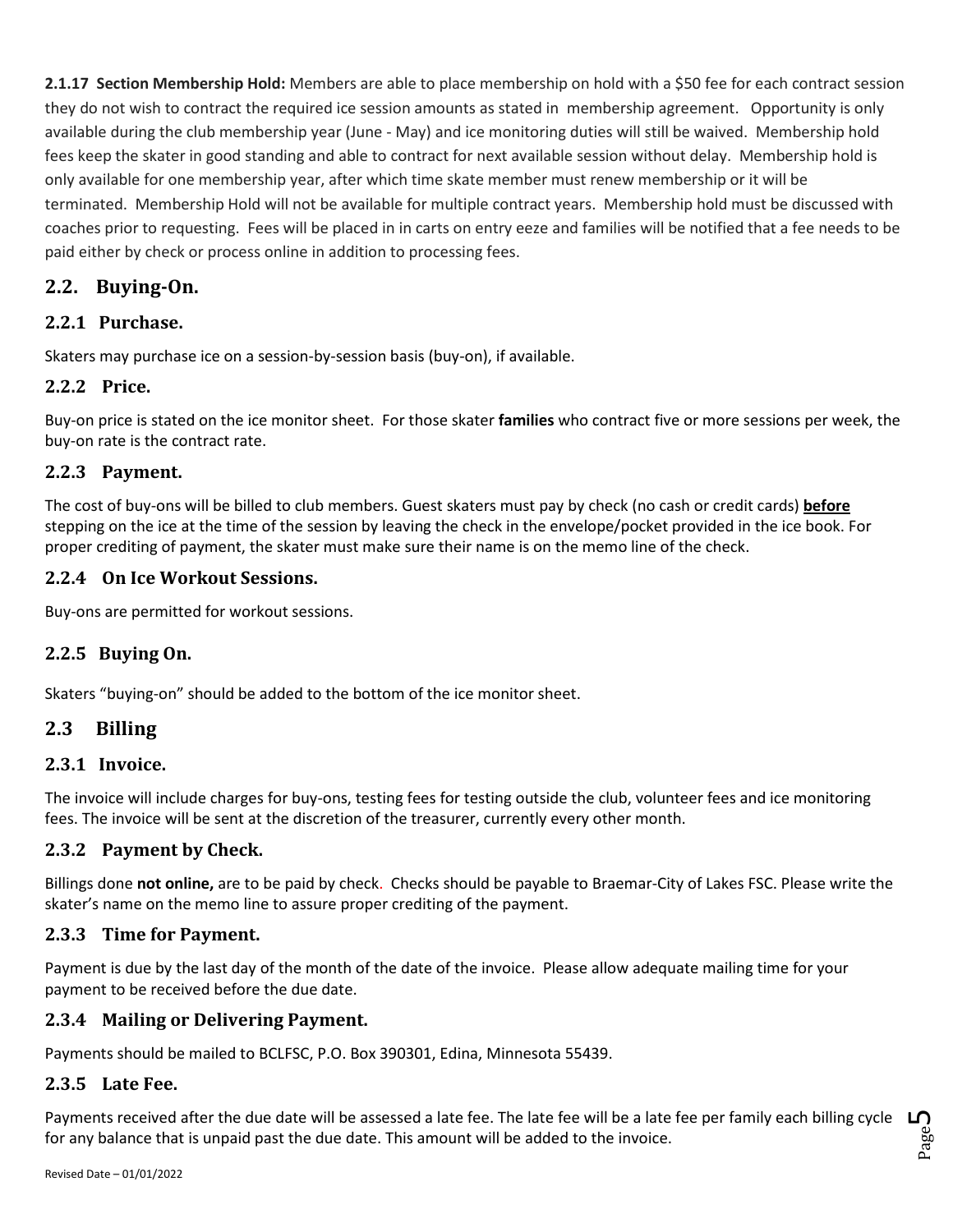**2.1.17 Section Membership Hold:** Members are able to place membership on hold with a $50 fee for each contract session they do not wish to contract the required ice session amounts as stated in membership agreement. Opportunity is only available during the club membership year (June - May) and ice monitoring duties will still be waived. Membership hold fees keep the skater in good standing and able to contract for next available session without delay. Membership hold is only available for one membership year, after which time skate member must renew membership or it will be terminated. Membership Hold will not be available for multiple contract years. Membership hold must be discussed with coaches prior to requesting. Fees will be placed in in carts on entry eeze and families will be notified that a fee needs to be paid either by check or process online in addition to processing fees.

## 2.2. Buying-On.

### 2.2.1 Purchase.

Skaters may purchase ice on a session-by-session basis (buy-on), if available.

### 2.2.2 Price.

Buy-on price is stated on the ice monitor sheet. For those skater **families** who contract five or more sessions per week, the buy-on rate is the contract rate.

### 2.2.3 Payment.

The cost of buy-ons will be billed to club members. Guest skaters must pay by check (no cash or credit cards) **before** stepping on the ice at the time of the session by leaving the check in the envelope/pocket provided in the ice book. For proper crediting of payment, the skater must make sure their name is on the memo line of the check.

### 2.2.4 On Ice Workout Sessions.

Buy-ons are permitted for workout sessions.

### 2.2.5 Buying On.

Skaters "buying-on" should be added to the bottom of the ice monitor sheet.

## 2.3 Billing

### 2.3.1 Invoice.

The invoice will include charges for buy-ons, testing fees for testing outside the club, volunteer fees and ice monitoring fees. The invoice will be sent at the discretion of the treasurer, currently every other month.

### 2.3.2 Payment by Check.

Billings done **not online,** are to be paid by check. Checks should be payable to Braemar-City of Lakes FSC. Please write the skater's name on the memo line to assure proper crediting of the payment.

### 2.3.3 Time for Payment.

Payment is due by the last day of the month of the date of the invoice. Please allow adequate mailing time for your payment to be received before the due date.

### 2.3.4 Mailing or Delivering Payment.

Payments should be mailed to BCLFSC, P.O. Box 390301, Edina, Minnesota 55439.

### 2.3.5 Late Fee.

Payments received after the due date will be assessed a late fee. The late fee will be a late fee per family each billing cycle for any balance that is unpaid past the due date. This amount will be added to the invoice.

Revised Date – 01/01/2022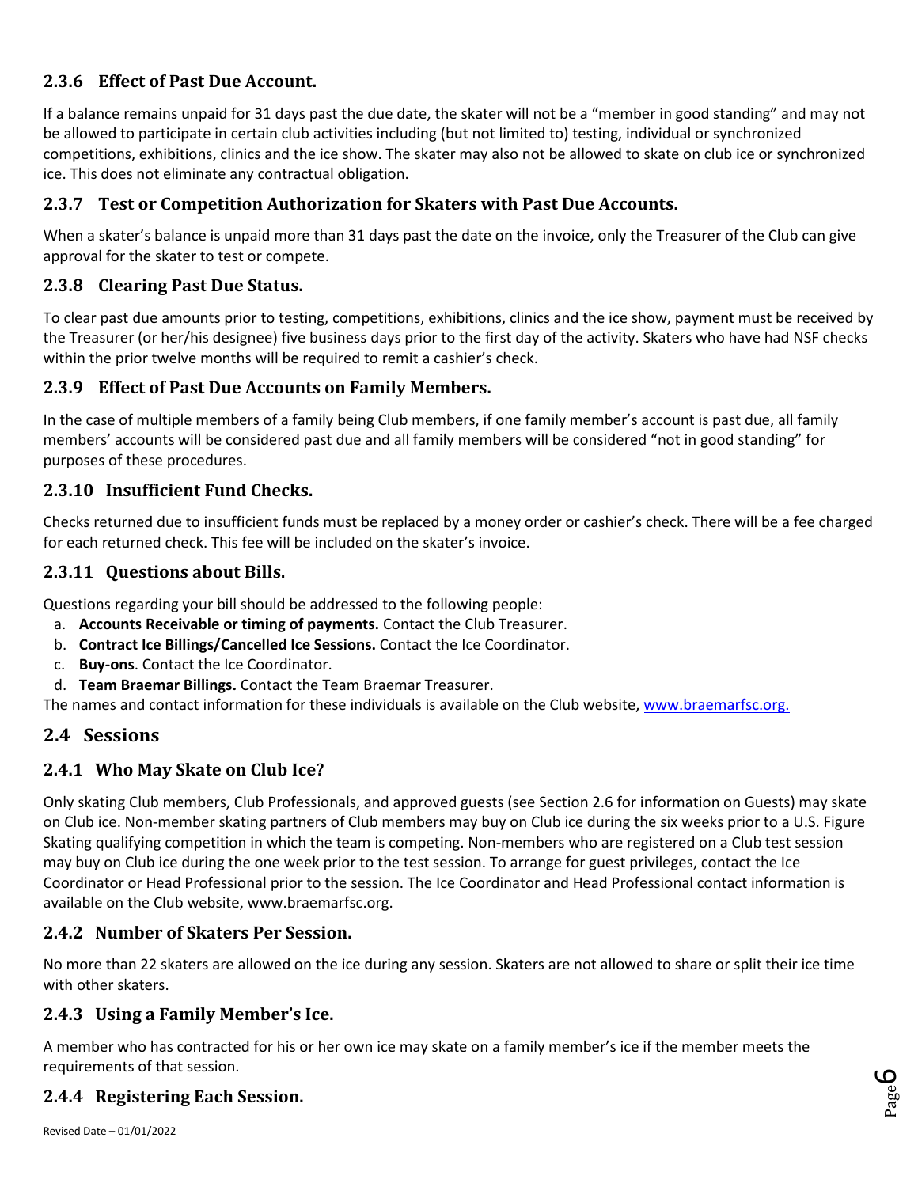### 2.3.6 Effect of Past Due Account.

If a balance remains unpaid for 31 days past the due date, the skater will not be a "member in good standing" and may not be allowed to participate in certain club activities including (but not limited to) testing, individual or synchronized competitions, exhibitions, clinics and the ice show. The skater may also not be allowed to skate on club ice or synchronized ice. This does not eliminate any contractual obligation.

### 2.3.7 Test or Competition Authorization for Skaters with Past Due Accounts.

When a skater's balance is unpaid more than 31 days past the date on the invoice, only the Treasurer of the Club can give approval for the skater to test or compete.

### 2.3.8 Clearing Past Due Status.

To clear past due amounts prior to testing, competitions, exhibitions, clinics and the ice show, payment must be received by the Treasurer (or her/his designee) five business days prior to the first day of the activity. Skaters who have had NSF checks within the prior twelve months will be required to remit a cashier's check.

### 2.3.9 Effect of Past Due Accounts on Family Members.

In the case of multiple members of a family being Club members, if one family member's account is past due, all family members' accounts will be considered past due and all family members will be considered "not in good standing" for purposes of these procedures.

### 2.3.10 Insufficient Fund Checks.

Checks returned due to insufficient funds must be replaced by a money order or cashier's check. There will be a fee charged for each returned check. This fee will be included on the skater's invoice.

### 2.3.11 Questions about Bills.

Questions regarding your bill should be addressed to the following people:

a. **Accounts Receivable or timing of payments.** Contact the Club Treasurer.
b. **Contract Ice Billings/Cancelled Ice Sessions.** Contact the Ice Coordinator.
c. **Buy-ons**. Contact the Ice Coordinator.
d. **Team Braemar Billings.** Contact the Team Braemar Treasurer.

The names and contact information for these individuals is available on the Club website, www.braemarfsc.org.

## 2.4 Sessions

### 2.4.1 Who May Skate on Club Ice?

Only skating Club members, Club Professionals, and approved guests (see Section 2.6 for information on Guests) may skate on Club ice. Non-member skating partners of Club members may buy on Club ice during the six weeks prior to a U.S. Figure Skating qualifying competition in which the team is competing. Non-members who are registered on a Club test session may buy on Club ice during the one week prior to the test session. To arrange for guest privileges, contact the Ice Coordinator or Head Professional prior to the session. The Ice Coordinator and Head Professional contact information is available on the Club website, www.braemarfsc.org.

### 2.4.2 Number of Skaters Per Session.

No more than 22 skaters are allowed on the ice during any session. Skaters are not allowed to share or split their ice time with other skaters.

### 2.4.3 Using a Family Member's Ice.

A member who has contracted for his or her own ice may skate on a family member's ice if the member meets the requirements of that session.

### 2.4.4 Registering Each Session.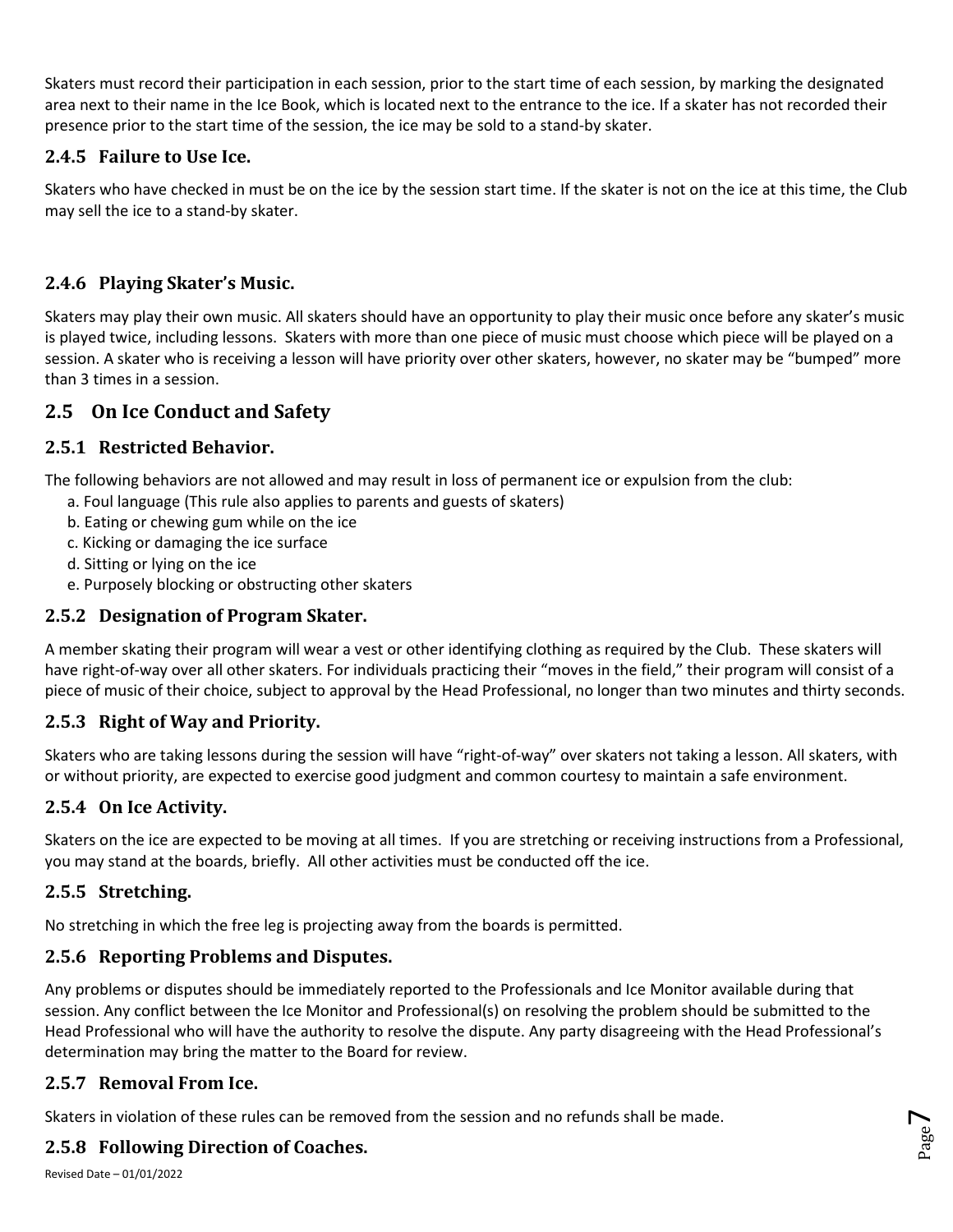Skaters must record their participation in each session, prior to the start time of each session, by marking the designated area next to their name in the Ice Book, which is located next to the entrance to the ice. If a skater has not recorded their presence prior to the start time of the session, the ice may be sold to a stand-by skater.

### 2.4.5 Failure to Use Ice.

Skaters who have checked in must be on the ice by the session start time. If the skater is not on the ice at this time, the Club may sell the ice to a stand-by skater.

### 2.4.6 Playing Skater's Music.

Skaters may play their own music. All skaters should have an opportunity to play their music once before any skater's music is played twice, including lessons. Skaters with more than one piece of music must choose which piece will be played on a session. A skater who is receiving a lesson will have priority over other skaters, however, no skater may be "bumped" more than 3 times in a session.

## 2.5 On Ice Conduct and Safety

### 2.5.1 Restricted Behavior.

The following behaviors are not allowed and may result in loss of permanent ice or expulsion from the club:

a. Foul language (This rule also applies to parents and guests of skaters)
b. Eating or chewing gum while on the ice
c. Kicking or damaging the ice surface
d. Sitting or lying on the ice
e. Purposely blocking or obstructing other skaters

### 2.5.2 Designation of Program Skater.

A member skating their program will wear a vest or other identifying clothing as required by the Club. These skaters will have right-of-way over all other skaters. For individuals practicing their "moves in the field," their program will consist of a piece of music of their choice, subject to approval by the Head Professional, no longer than two minutes and thirty seconds.

### 2.5.3 Right of Way and Priority.

Skaters who are taking lessons during the session will have "right-of-way" over skaters not taking a lesson. All skaters, with or without priority, are expected to exercise good judgment and common courtesy to maintain a safe environment.

### 2.5.4 On Ice Activity.

Skaters on the ice are expected to be moving at all times. If you are stretching or receiving instructions from a Professional, you may stand at the boards, briefly. All other activities must be conducted off the ice.

### 2.5.5 Stretching.

No stretching in which the free leg is projecting away from the boards is permitted.

### 2.5.6 Reporting Problems and Disputes.

Any problems or disputes should be immediately reported to the Professionals and Ice Monitor available during that session. Any conflict between the Ice Monitor and Professional(s) on resolving the problem should be submitted to the Head Professional who will have the authority to resolve the dispute. Any party disagreeing with the Head Professional's determination may bring the matter to the Board for review.

### 2.5.7 Removal From Ice.

Skaters in violation of these rules can be removed from the session and no refunds shall be made.

### 2.5.8 Following Direction of Coaches.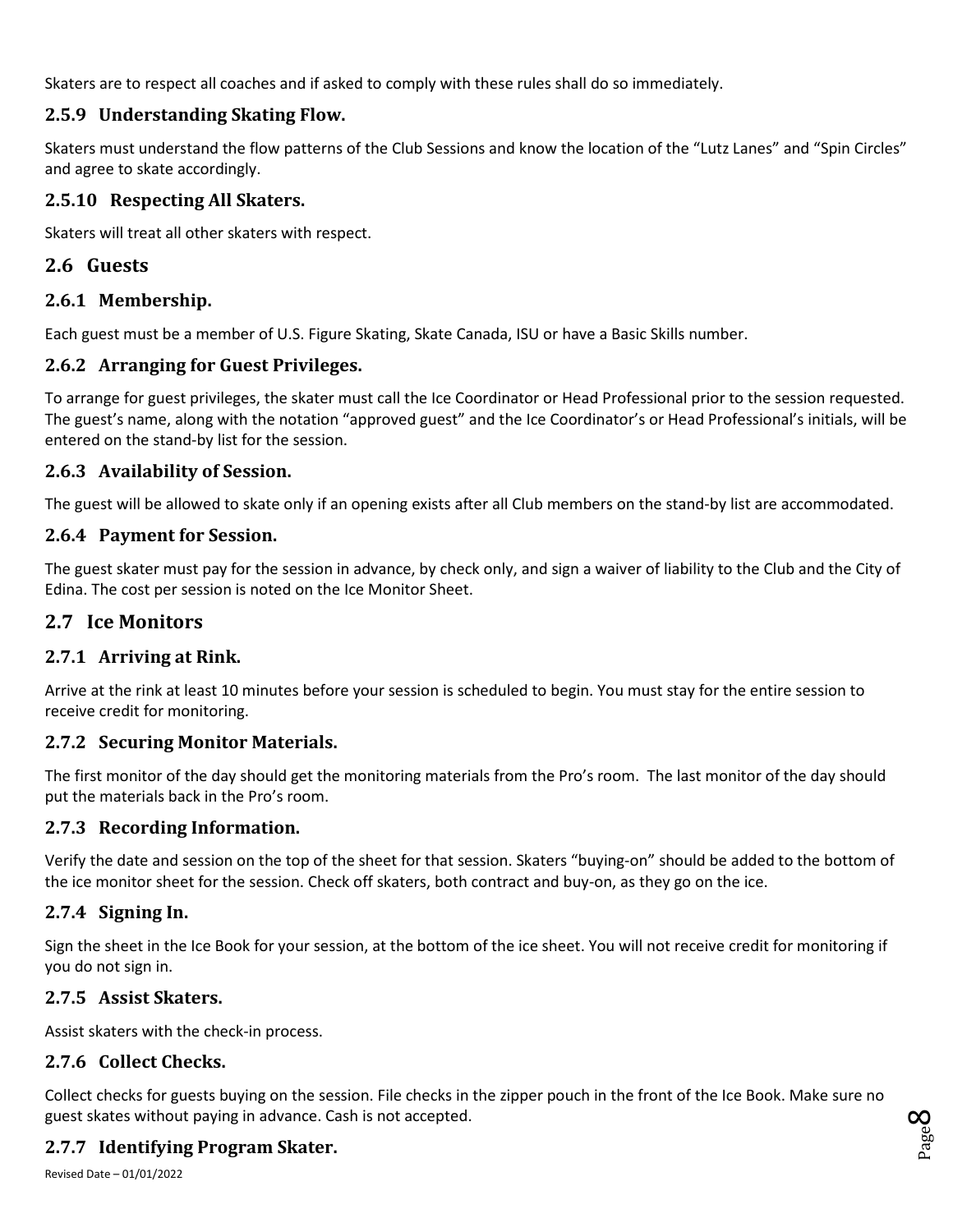Skaters are to respect all coaches and if asked to comply with these rules shall do so immediately.

### 2.5.9 Understanding Skating Flow.

Skaters must understand the flow patterns of the Club Sessions and know the location of the "Lutz Lanes" and "Spin Circles" and agree to skate accordingly.

### 2.5.10 Respecting All Skaters.

Skaters will treat all other skaters with respect.

## 2.6 Guests

### 2.6.1 Membership.

Each guest must be a member of U.S. Figure Skating, Skate Canada, ISU or have a Basic Skills number.

### 2.6.2 Arranging for Guest Privileges.

To arrange for guest privileges, the skater must call the Ice Coordinator or Head Professional prior to the session requested. The guest's name, along with the notation "approved guest" and the Ice Coordinator's or Head Professional's initials, will be entered on the stand-by list for the session.

### 2.6.3 Availability of Session.

The guest will be allowed to skate only if an opening exists after all Club members on the stand-by list are accommodated.

### 2.6.4 Payment for Session.

The guest skater must pay for the session in advance, by check only, and sign a waiver of liability to the Club and the City of Edina. The cost per session is noted on the Ice Monitor Sheet.

## 2.7 Ice Monitors

### 2.7.1 Arriving at Rink.

Arrive at the rink at least 10 minutes before your session is scheduled to begin. You must stay for the entire session to receive credit for monitoring.

### 2.7.2 Securing Monitor Materials.

The first monitor of the day should get the monitoring materials from the Pro's room. The last monitor of the day should put the materials back in the Pro's room.

### 2.7.3 Recording Information.

Verify the date and session on the top of the sheet for that session. Skaters "buying-on" should be added to the bottom of the ice monitor sheet for the session. Check off skaters, both contract and buy-on, as they go on the ice.

### 2.7.4 Signing In.

Sign the sheet in the Ice Book for your session, at the bottom of the ice sheet. You will not receive credit for monitoring if you do not sign in.

### 2.7.5 Assist Skaters.

Assist skaters with the check-in process.

### 2.7.6 Collect Checks.

Collect checks for guests buying on the session. File checks in the zipper pouch in the front of the Ice Book. Make sure no guest skates without paying in advance. Cash is not accepted.

### 2.7.7 Identifying Program Skater.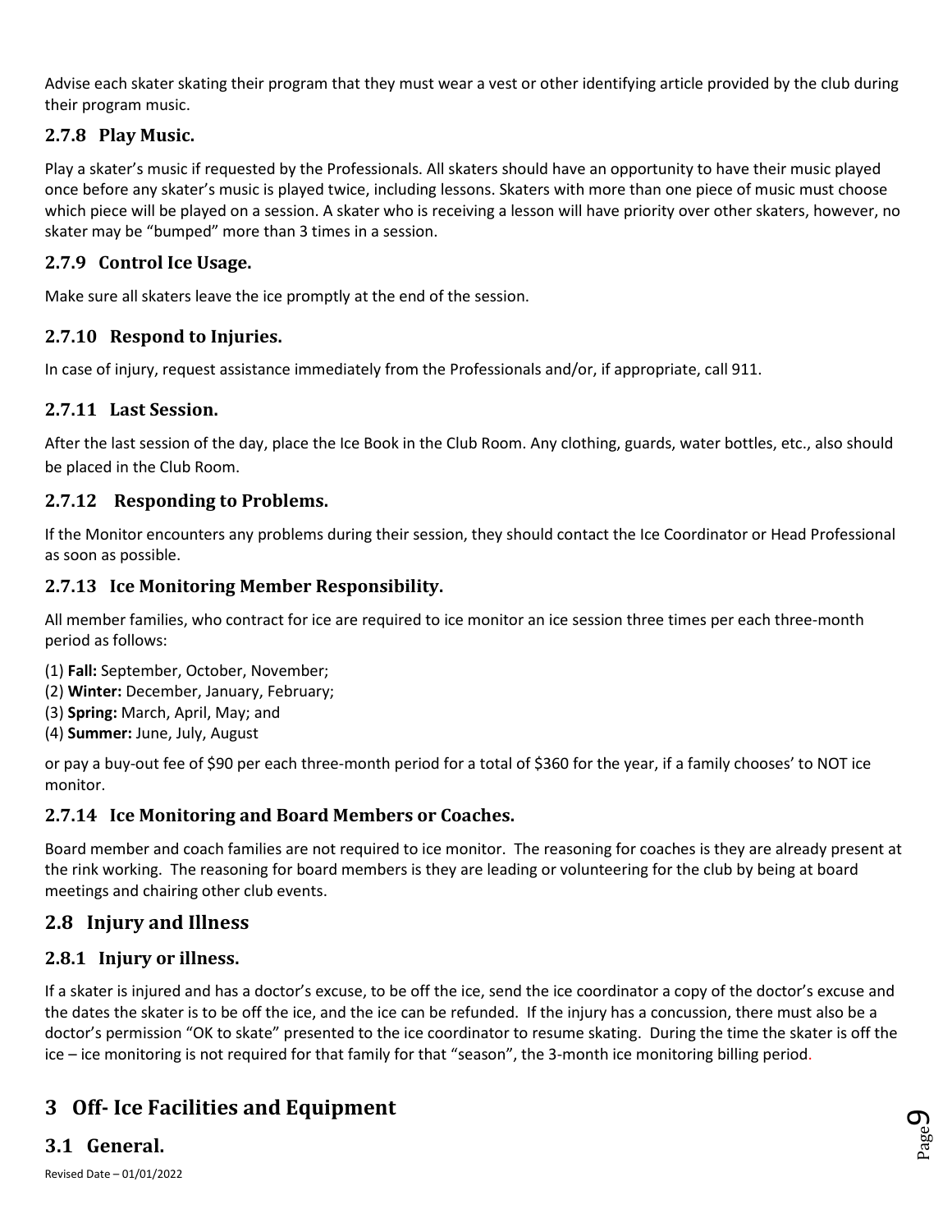Advise each skater skating their program that they must wear a vest or other identifying article provided by the club during their program music.

### 2.7.8 Play Music.

Play a skater's music if requested by the Professionals. All skaters should have an opportunity to have their music played once before any skater's music is played twice, including lessons. Skaters with more than one piece of music must choose which piece will be played on a session. A skater who is receiving a lesson will have priority over other skaters, however, no skater may be "bumped" more than 3 times in a session.

### 2.7.9 Control Ice Usage.

Make sure all skaters leave the ice promptly at the end of the session.

### 2.7.10 Respond to Injuries.

In case of injury, request assistance immediately from the Professionals and/or, if appropriate, call 911.

### 2.7.11 Last Session.

After the last session of the day, place the Ice Book in the Club Room. Any clothing, guards, water bottles, etc., also should be placed in the Club Room.

### 2.7.12 Responding to Problems.

If the Monitor encounters any problems during their session, they should contact the Ice Coordinator or Head Professional as soon as possible.

### 2.7.13 Ice Monitoring Member Responsibility.

All member families, who contract for ice are required to ice monitor an ice session three times per each three-month period as follows:

(1) **Fall:** September, October, November;
(2) **Winter:** December, January, February;
(3) **Spring:** March, April, May; and
(4) **Summer:** June, July, August

or pay a buy-out fee of $90 per each three-month period for a total of $360 for the year, if a family chooses' to NOT ice monitor.

### 2.7.14 Ice Monitoring and Board Members or Coaches.

Board member and coach families are not required to ice monitor. The reasoning for coaches is they are already present at the rink working. The reasoning for board members is they are leading or volunteering for the club by being at board meetings and chairing other club events.

## 2.8 Injury and Illness

### 2.8.1 Injury or illness.

If a skater is injured and has a doctor's excuse, to be off the ice, send the ice coordinator a copy of the doctor's excuse and the dates the skater is to be off the ice, and the ice can be refunded. If the injury has a concussion, there must also be a doctor's permission "OK to skate" presented to the ice coordinator to resume skating. During the time the skater is off the ice – ice monitoring is not required for that family for that "season", the 3-month ice monitoring billing period.

# 3 Off- Ice Facilities and Equipment

## 3.1 General.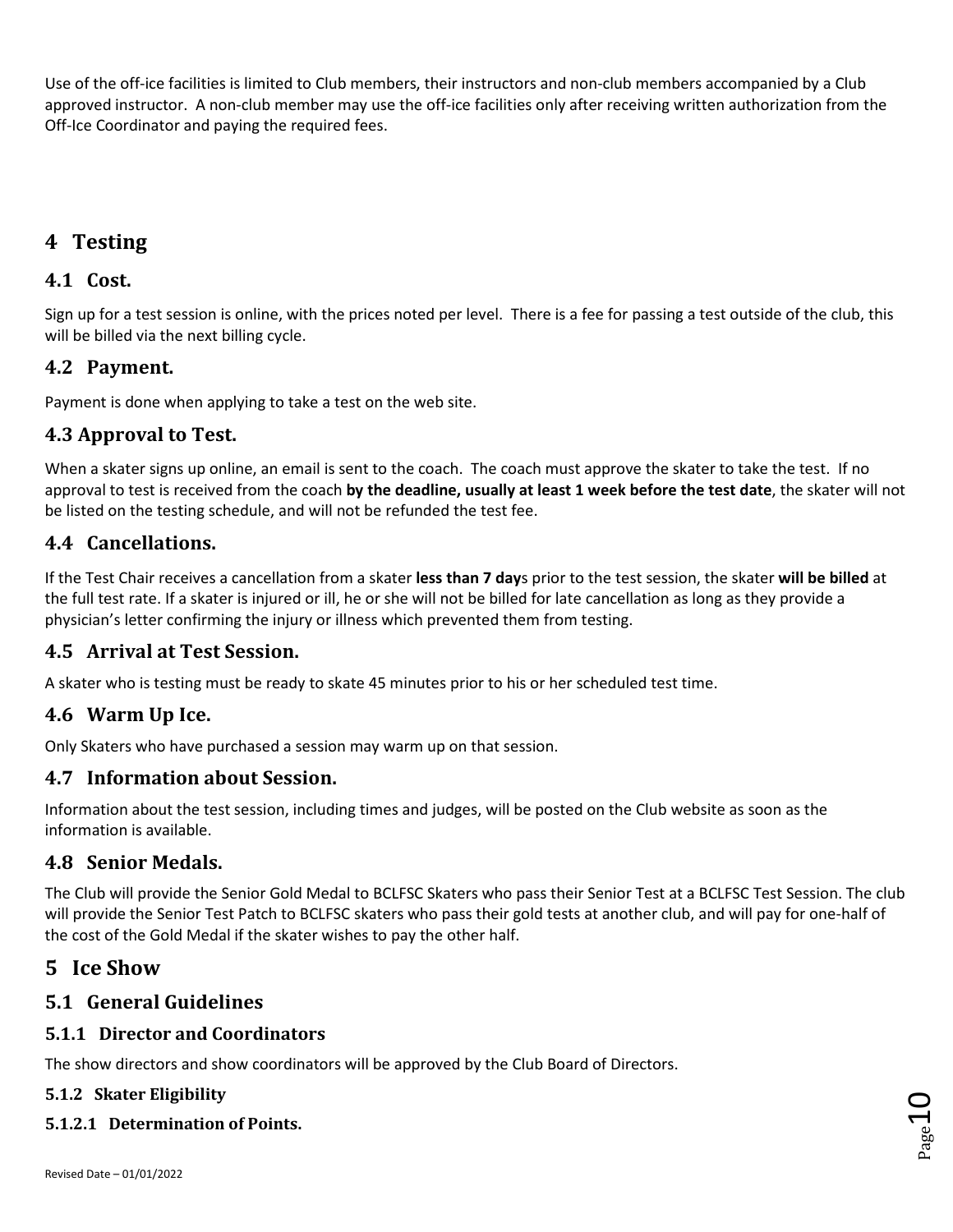Use of the off-ice facilities is limited to Club members, their instructors and non-club members accompanied by a Club approved instructor. A non-club member may use the off-ice facilities only after receiving written authorization from the Off-Ice Coordinator and paying the required fees.

# 4 Testing

## 4.1 Cost.

Sign up for a test session is online, with the prices noted per level. There is a fee for passing a test outside of the club, this will be billed via the next billing cycle.

## 4.2 Payment.

Payment is done when applying to take a test on the web site.

## 4.3 Approval to Test.

When a skater signs up online, an email is sent to the coach. The coach must approve the skater to take the test. If no approval to test is received from the coach **by the deadline, usually at least 1 week before the test date**, the skater will not be listed on the testing schedule, and will not be refunded the test fee.

## 4.4 Cancellations.

If the Test Chair receives a cancellation from a skater **less than 7 day**s prior to the test session, the skater **will be billed** at the full test rate. If a skater is injured or ill, he or she will not be billed for late cancellation as long as they provide a physician's letter confirming the injury or illness which prevented them from testing.

## 4.5 Arrival at Test Session.

A skater who is testing must be ready to skate 45 minutes prior to his or her scheduled test time.

## 4.6 Warm Up Ice.

Only Skaters who have purchased a session may warm up on that session.

## 4.7 Information about Session.

Information about the test session, including times and judges, will be posted on the Club website as soon as the information is available.

## 4.8 Senior Medals.

The Club will provide the Senior Gold Medal to BCLFSC Skaters who pass their Senior Test at a BCLFSC Test Session. The club will provide the Senior Test Patch to BCLFSC skaters who pass their gold tests at another club, and will pay for one-half of the cost of the Gold Medal if the skater wishes to pay the other half.

# 5 Ice Show

## 5.1 General Guidelines

### 5.1.1 Director and Coordinators

The show directors and show coordinators will be approved by the Club Board of Directors.

#### 5.1.2 Skater Eligibility

#### 5.1.2.1 Determination of Points.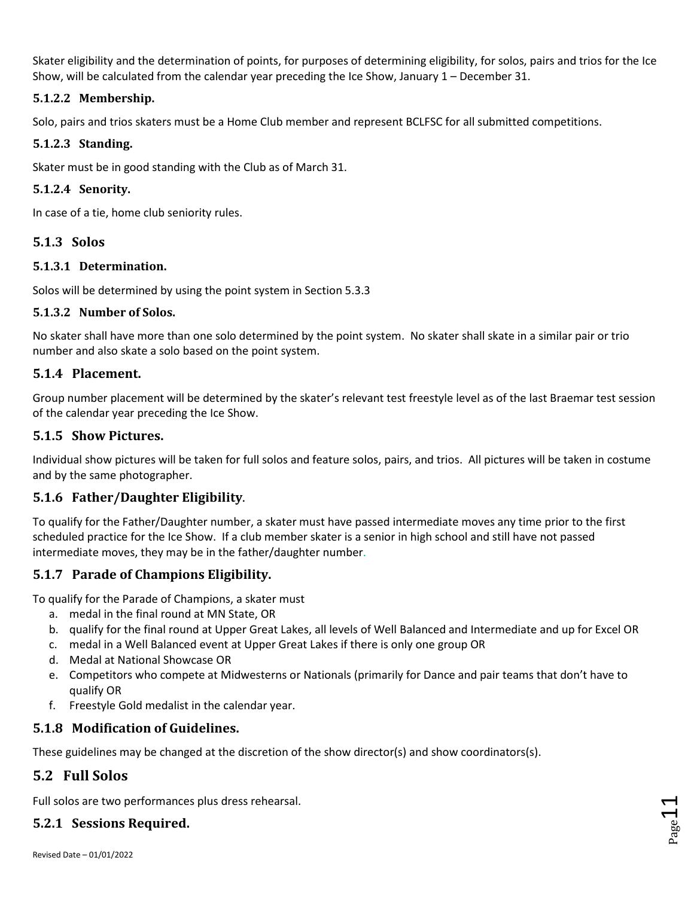Skater eligibility and the determination of points, for purposes of determining eligibility, for solos, pairs and trios for the Ice Show, will be calculated from the calendar year preceding the Ice Show, January 1 – December 31.

#### 5.1.2.2 Membership.

Solo, pairs and trios skaters must be a Home Club member and represent BCLFSC for all submitted competitions.

#### 5.1.2.3 Standing.

Skater must be in good standing with the Club as of March 31.

#### 5.1.2.4 Senority.

In case of a tie, home club seniority rules.

### 5.1.3 Solos

#### 5.1.3.1 Determination.

Solos will be determined by using the point system in Section 5.3.3

#### 5.1.3.2 Number of Solos.

No skater shall have more than one solo determined by the point system. No skater shall skate in a similar pair or trio number and also skate a solo based on the point system.

### 5.1.4 Placement.

Group number placement will be determined by the skater's relevant test freestyle level as of the last Braemar test session of the calendar year preceding the Ice Show.

### 5.1.5 Show Pictures.

Individual show pictures will be taken for full solos and feature solos, pairs, and trios. All pictures will be taken in costume and by the same photographer.

### 5.1.6 Father/Daughter Eligibility.

To qualify for the Father/Daughter number, a skater must have passed intermediate moves any time prior to the first scheduled practice for the Ice Show. If a club member skater is a senior in high school and still have not passed intermediate moves, they may be in the father/daughter number.

### 5.1.7 Parade of Champions Eligibility.

To qualify for the Parade of Champions, a skater must

a. medal in the final round at MN State, OR
b. qualify for the final round at Upper Great Lakes, all levels of Well Balanced and Intermediate and up for Excel OR
c. medal in a Well Balanced event at Upper Great Lakes if there is only one group OR
d. Medal at National Showcase OR
e. Competitors who compete at Midwesterns or Nationals (primarily for Dance and pair teams that don't have to qualify OR
f. Freestyle Gold medalist in the calendar year.

### 5.1.8 Modification of Guidelines.

These guidelines may be changed at the discretion of the show director(s) and show coordinators(s).

## 5.2 Full Solos

Full solos are two performances plus dress rehearsal.

### 5.2.1 Sessions Required.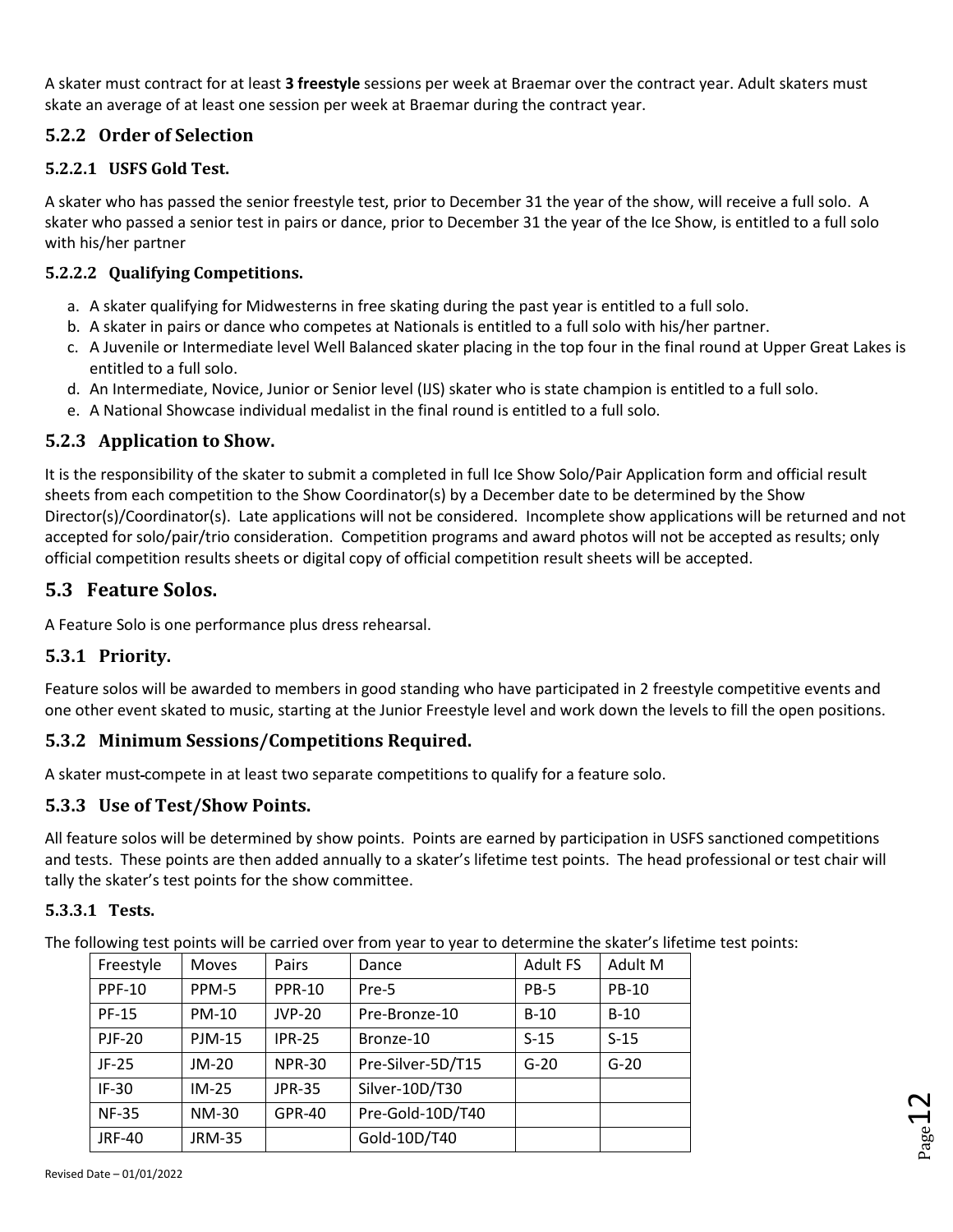A skater must contract for at least **3 freestyle** sessions per week at Braemar over the contract year. Adult skaters must skate an average of at least one session per week at Braemar during the contract year.

### 5.2.2 Order of Selection

#### 5.2.2.1 USFS Gold Test.

A skater who has passed the senior freestyle test, prior to December 31 the year of the show, will receive a full solo. A skater who passed a senior test in pairs or dance, prior to December 31 the year of the Ice Show, is entitled to a full solo with his/her partner

#### 5.2.2.2 Qualifying Competitions.

a. A skater qualifying for Midwesterns in free skating during the past year is entitled to a full solo.
b. A skater in pairs or dance who competes at Nationals is entitled to a full solo with his/her partner.
c. A Juvenile or Intermediate level Well Balanced skater placing in the top four in the final round at Upper Great Lakes is entitled to a full solo.
d. An Intermediate, Novice, Junior or Senior level (IJS) skater who is state champion is entitled to a full solo.
e. A National Showcase individual medalist in the final round is entitled to a full solo.

### 5.2.3 Application to Show.

It is the responsibility of the skater to submit a completed in full Ice Show Solo/Pair Application form and official result sheets from each competition to the Show Coordinator(s) by a December date to be determined by the Show Director(s)/Coordinator(s). Late applications will not be considered. Incomplete show applications will be returned and not accepted for solo/pair/trio consideration. Competition programs and award photos will not be accepted as results; only official competition results sheets or digital copy of official competition result sheets will be accepted.

## 5.3 Feature Solos.

A Feature Solo is one performance plus dress rehearsal.

### 5.3.1 Priority.

Feature solos will be awarded to members in good standing who have participated in 2 freestyle competitive events and one other event skated to music, starting at the Junior Freestyle level and work down the levels to fill the open positions.

### 5.3.2 Minimum Sessions/Competitions Required.

A skater must-compete in at least two separate competitions to qualify for a feature solo.

### 5.3.3 Use of Test/Show Points.

All feature solos will be determined by show points. Points are earned by participation in USFS sanctioned competitions and tests. These points are then added annually to a skater's lifetime test points. The head professional or test chair will tally the skater's test points for the show committee.

#### 5.3.3.1 Tests.

The following test points will be carried over from year to year to determine the skater's lifetime test points:

| Freestyle | Moves | Pairs | Dance | Adult FS | Adult M |
|---|---|---|---|---|---|
| PPF-10 | PPM-5 | PPR-10 | Pre-5 | PB-5 | PB-10 |
| PF-15 | PM-10 | JVP-20 | Pre-Bronze-10 | B-10 | B-10 |
| PJF-20 | PJM-15 | IPR-25 | Bronze-10 | S-15 | S-15 |
| JF-25 | JM-20 | NPR-30 | Pre-Silver-5D/T15 | G-20 | G-20 |
| IF-30 | IM-25 | JPR-35 | Silver-10D/T30 | | |
| NF-35 | NM-30 | GPR-40 | Pre-Gold-10D/T40 | | |
| JRF-40 | JRM-35 | | Gold-10D/T40 | | |

Revised Date – 01/01/2022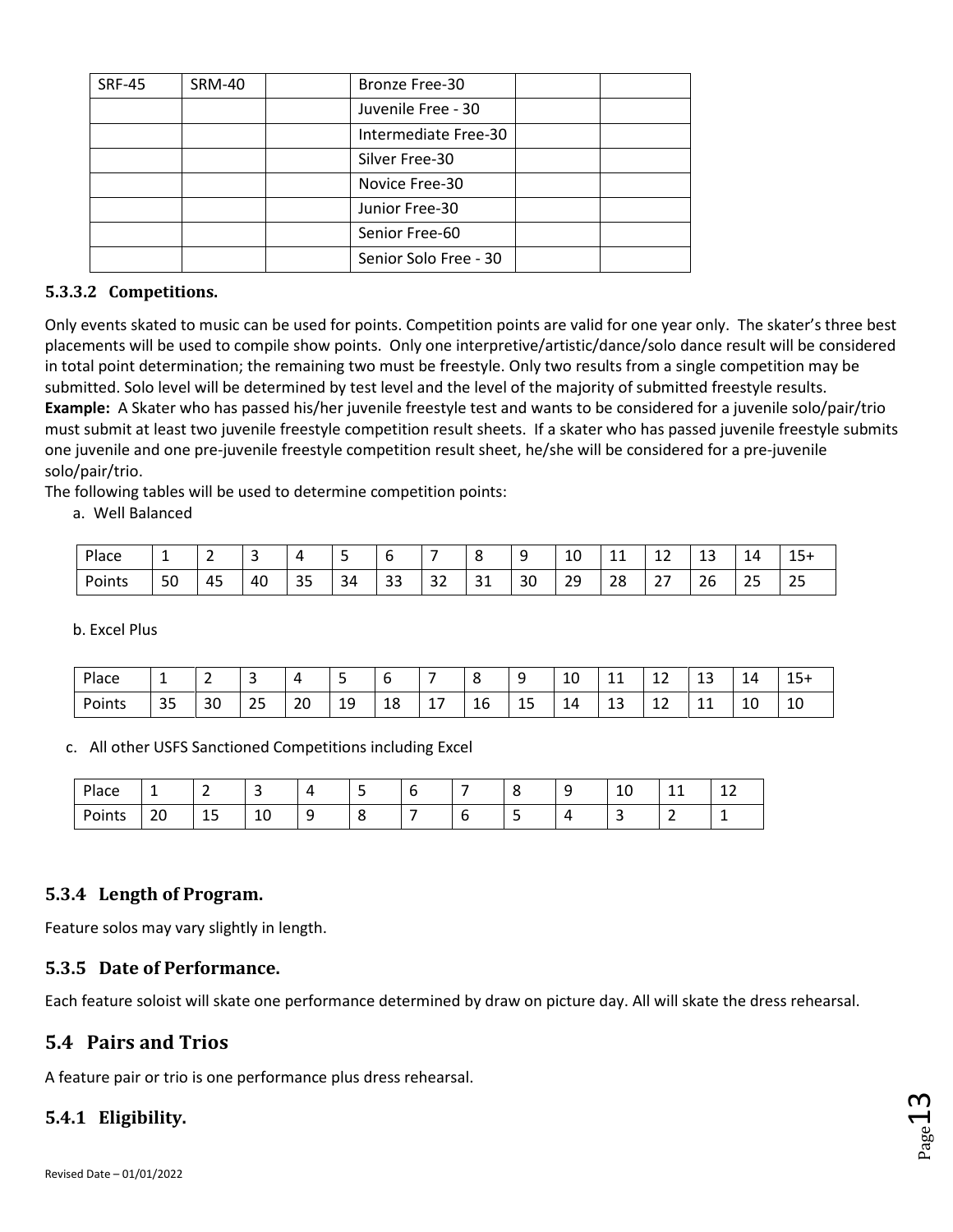| SRF-45 | SRM-40 | | Bronze Free-30 | | |
|---|---|---|---|---|---|
| | | | Juvenile Free - 30 | | |
| | | | Intermediate Free-30 | | |
| | | | Silver Free-30 | | |
| | | | Novice Free-30 | | |
| | | | Junior Free-30 | | |
| | | | Senior Free-60 | | |
| | | | Senior Solo Free - 30 | | |

#### 5.3.3.2 Competitions.

Only events skated to music can be used for points. Competition points are valid for one year only. The skater's three best placements will be used to compile show points. Only one interpretive/artistic/dance/solo dance result will be considered in total point determination; the remaining two must be freestyle. Only two results from a single competition may be submitted. Solo level will be determined by test level and the level of the majority of submitted freestyle results.
**Example:** A Skater who has passed his/her juvenile freestyle test and wants to be considered for a juvenile solo/pair/trio must submit at least two juvenile freestyle competition result sheets. If a skater who has passed juvenile freestyle submits one juvenile and one pre-juvenile freestyle competition result sheet, he/she will be considered for a pre-juvenile solo/pair/trio.
The following tables will be used to determine competition points:

a. Well Balanced

| Place | 1 | 2 | 3 | 4 | 5 | 6 | 7 | 8 | 9 | 10 | 11 | 12 | 13 | 14 | 15+ |
|---|---|---|---|---|---|---|---|---|---|---|---|---|---|---|---|
| Points | 50 | 45 | 40 | 35 | 34 | 33 | 32 | 31 | 30 | 29 | 28 | 27 | 26 | 25 | 25 |

b. Excel Plus

| Place | 1 | 2 | 3 | 4 | 5 | 6 | 7 | 8 | 9 | 10 | 11 | 12 | 13 | 14 | 15+ |
|---|---|---|---|---|---|---|---|---|---|---|---|---|---|---|---|
| Points | 35 | 30 | 25 | 20 | 19 | 18 | 17 | 16 | 15 | 14 | 13 | 12 | 11 | 10 | 10 |

c. All other USFS Sanctioned Competitions including Excel

| Place | 1 | 2 | 3 | 4 | 5 | 6 | 7 | 8 | 9 | 10 | 11 | 12 |
|---|---|---|---|---|---|---|---|---|---|---|---|---|
| Points | 20 | 15 | 10 | 9 | 8 | 7 | 6 | 5 | 4 | 3 | 2 | 1 |

### 5.3.4 Length of Program.

Feature solos may vary slightly in length.

### 5.3.5 Date of Performance.

Each feature soloist will skate one performance determined by draw on picture day. All will skate the dress rehearsal.

## 5.4 Pairs and Trios

A feature pair or trio is one performance plus dress rehearsal.

### 5.4.1 Eligibility.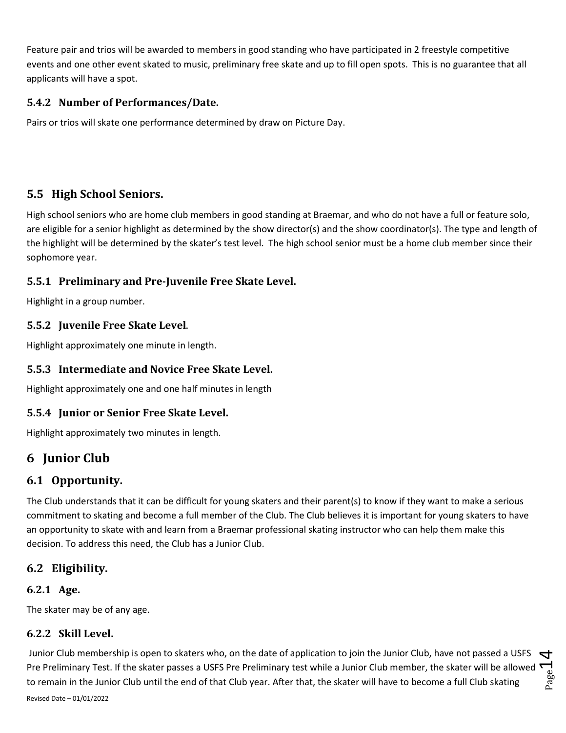Feature pair and trios will be awarded to members in good standing who have participated in 2 freestyle competitive events and one other event skated to music, preliminary free skate and up to fill open spots. This is no guarantee that all applicants will have a spot.

### 5.4.2 Number of Performances/Date.

Pairs or trios will skate one performance determined by draw on Picture Day.

## 5.5 High School Seniors.

High school seniors who are home club members in good standing at Braemar, and who do not have a full or feature solo, are eligible for a senior highlight as determined by the show director(s) and the show coordinator(s). The type and length of the highlight will be determined by the skater's test level. The high school senior must be a home club member since their sophomore year.

### 5.5.1 Preliminary and Pre-Juvenile Free Skate Level.

Highlight in a group number.

### 5.5.2 Juvenile Free Skate Level.

Highlight approximately one minute in length.

### 5.5.3 Intermediate and Novice Free Skate Level.

Highlight approximately one and one half minutes in length

### 5.5.4 Junior or Senior Free Skate Level.

Highlight approximately two minutes in length.

# 6 Junior Club

## 6.1 Opportunity.

The Club understands that it can be difficult for young skaters and their parent(s) to know if they want to make a serious commitment to skating and become a full member of the Club. The Club believes it is important for young skaters to have an opportunity to skate with and learn from a Braemar professional skating instructor who can help them make this decision. To address this need, the Club has a Junior Club.

## 6.2 Eligibility.

### 6.2.1 Age.

The skater may be of any age.

### 6.2.2 Skill Level.

Junior Club membership is open to skaters who, on the date of application to join the Junior Club, have not passed a USFS Pre Preliminary Test. If the skater passes a USFS Pre Preliminary test while a Junior Club member, the skater will be allowed to remain in the Junior Club until the end of that Club year. After that, the skater will have to become a full Club skating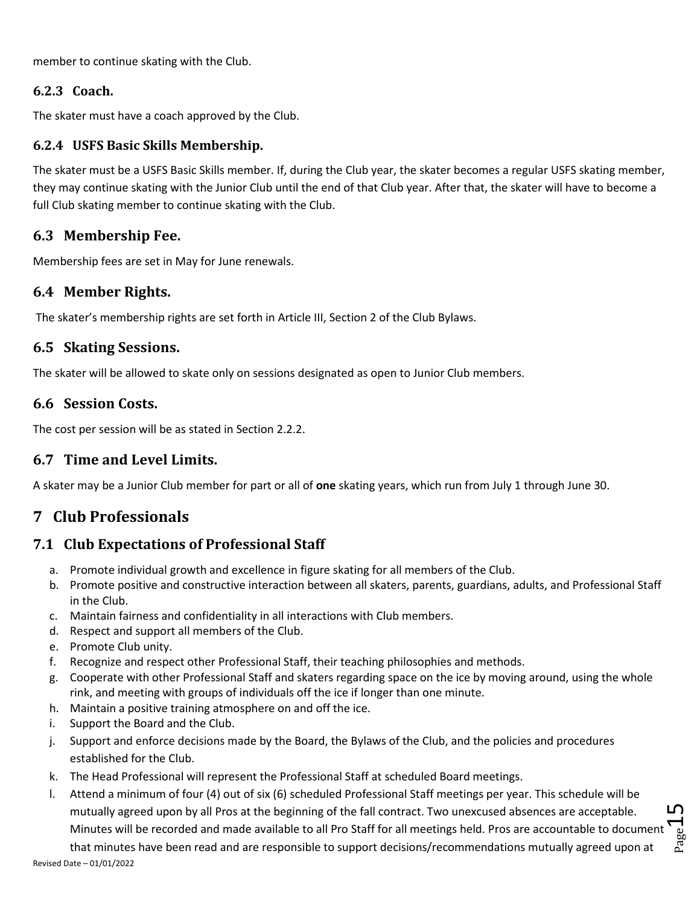member to continue skating with the Club.

### 6.2.3 Coach.

The skater must have a coach approved by the Club.

### 6.2.4 USFS Basic Skills Membership.

The skater must be a USFS Basic Skills member. If, during the Club year, the skater becomes a regular USFS skating member, they may continue skating with the Junior Club until the end of that Club year. After that, the skater will have to become a full Club skating member to continue skating with the Club.

## 6.3 Membership Fee.

Membership fees are set in May for June renewals.

## 6.4 Member Rights.

The skater's membership rights are set forth in Article III, Section 2 of the Club Bylaws.

## 6.5 Skating Sessions.

The skater will be allowed to skate only on sessions designated as open to Junior Club members.

## 6.6 Session Costs.

The cost per session will be as stated in Section 2.2.2.

## 6.7 Time and Level Limits.

A skater may be a Junior Club member for part or all of **one** skating years, which run from July 1 through June 30.

# 7 Club Professionals

## 7.1 Club Expectations of Professional Staff

a. Promote individual growth and excellence in figure skating for all members of the Club.
b. Promote positive and constructive interaction between all skaters, parents, guardians, adults, and Professional Staff in the Club.
c. Maintain fairness and confidentiality in all interactions with Club members.
d. Respect and support all members of the Club.
e. Promote Club unity.
f. Recognize and respect other Professional Staff, their teaching philosophies and methods.
g. Cooperate with other Professional Staff and skaters regarding space on the ice by moving around, using the whole rink, and meeting with groups of individuals off the ice if longer than one minute.
h. Maintain a positive training atmosphere on and off the ice.
i. Support the Board and the Club.
j. Support and enforce decisions made by the Board, the Bylaws of the Club, and the policies and procedures established for the Club.
k. The Head Professional will represent the Professional Staff at scheduled Board meetings.
l. Attend a minimum of four (4) out of six (6) scheduled Professional Staff meetings per year. This schedule will be mutually agreed upon by all Pros at the beginning of the fall contract. Two unexcused absences are acceptable. Minutes will be recorded and made available to all Pro Staff for all meetings held. Pros are accountable to document that minutes have been read and are responsible to support decisions/recommendations mutually agreed upon at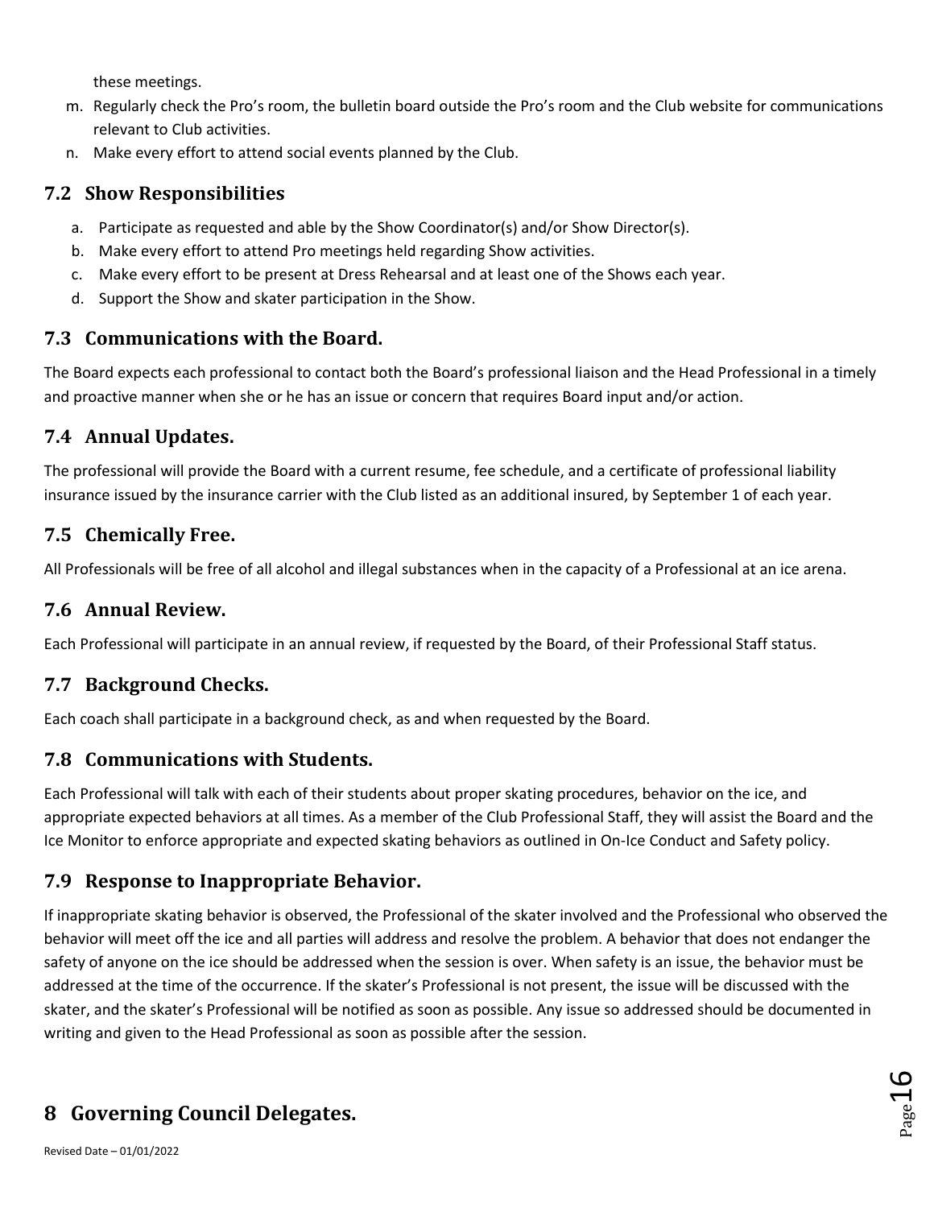these meetings.

m. Regularly check the Pro's room, the bulletin board outside the Pro's room and the Club website for communications relevant to Club activities.
n. Make every effort to attend social events planned by the Club.

## 7.2 Show Responsibilities

a. Participate as requested and able by the Show Coordinator(s) and/or Show Director(s).
b. Make every effort to attend Pro meetings held regarding Show activities.
c. Make every effort to be present at Dress Rehearsal and at least one of the Shows each year.
d. Support the Show and skater participation in the Show.

## 7.3 Communications with the Board.

The Board expects each professional to contact both the Board's professional liaison and the Head Professional in a timely and proactive manner when she or he has an issue or concern that requires Board input and/or action.

## 7.4 Annual Updates.

The professional will provide the Board with a current resume, fee schedule, and a certificate of professional liability insurance issued by the insurance carrier with the Club listed as an additional insured, by September 1 of each year.

## 7.5 Chemically Free.

All Professionals will be free of all alcohol and illegal substances when in the capacity of a Professional at an ice arena.

## 7.6 Annual Review.

Each Professional will participate in an annual review, if requested by the Board, of their Professional Staff status.

## 7.7 Background Checks.

Each coach shall participate in a background check, as and when requested by the Board.

## 7.8 Communications with Students.

Each Professional will talk with each of their students about proper skating procedures, behavior on the ice, and appropriate expected behaviors at all times. As a member of the Club Professional Staff, they will assist the Board and the Ice Monitor to enforce appropriate and expected skating behaviors as outlined in On-Ice Conduct and Safety policy.

## 7.9 Response to Inappropriate Behavior.

If inappropriate skating behavior is observed, the Professional of the skater involved and the Professional who observed the behavior will meet off the ice and all parties will address and resolve the problem. A behavior that does not endanger the safety of anyone on the ice should be addressed when the session is over. When safety is an issue, the behavior must be addressed at the time of the occurrence. If the skater's Professional is not present, the issue will be discussed with the skater, and the skater's Professional will be notified as soon as possible. Any issue so addressed should be documented in writing and given to the Head Professional as soon as possible after the session.

# 8 Governing Council Delegates.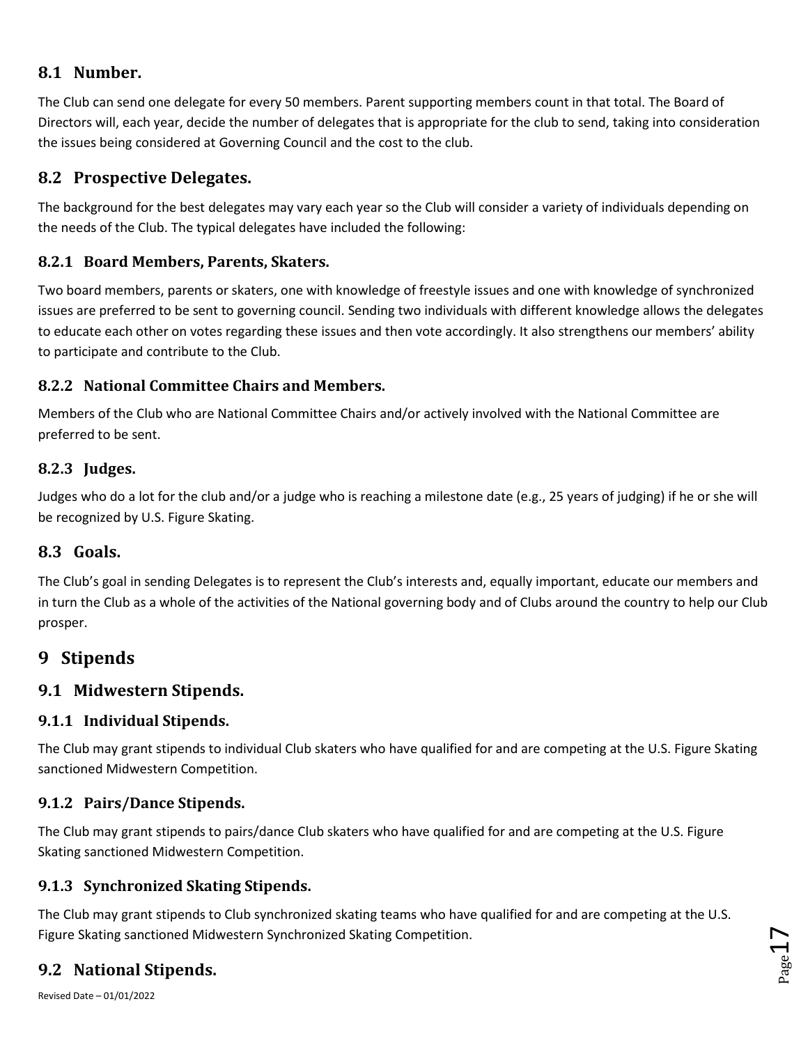## 8.1 Number.

The Club can send one delegate for every 50 members. Parent supporting members count in that total. The Board of Directors will, each year, decide the number of delegates that is appropriate for the club to send, taking into consideration the issues being considered at Governing Council and the cost to the club.

## 8.2 Prospective Delegates.

The background for the best delegates may vary each year so the Club will consider a variety of individuals depending on the needs of the Club. The typical delegates have included the following:

### 8.2.1 Board Members, Parents, Skaters.

Two board members, parents or skaters, one with knowledge of freestyle issues and one with knowledge of synchronized issues are preferred to be sent to governing council. Sending two individuals with different knowledge allows the delegates to educate each other on votes regarding these issues and then vote accordingly. It also strengthens our members' ability to participate and contribute to the Club.

### 8.2.2 National Committee Chairs and Members.

Members of the Club who are National Committee Chairs and/or actively involved with the National Committee are preferred to be sent.

### 8.2.3 Judges.

Judges who do a lot for the club and/or a judge who is reaching a milestone date (e.g., 25 years of judging) if he or she will be recognized by U.S. Figure Skating.

## 8.3 Goals.

The Club's goal in sending Delegates is to represent the Club's interests and, equally important, educate our members and in turn the Club as a whole of the activities of the National governing body and of Clubs around the country to help our Club prosper.

# 9 Stipends

## 9.1 Midwestern Stipends.

### 9.1.1 Individual Stipends.

The Club may grant stipends to individual Club skaters who have qualified for and are competing at the U.S. Figure Skating sanctioned Midwestern Competition.

### 9.1.2 Pairs/Dance Stipends.

The Club may grant stipends to pairs/dance Club skaters who have qualified for and are competing at the U.S. Figure Skating sanctioned Midwestern Competition.

### 9.1.3 Synchronized Skating Stipends.

The Club may grant stipends to Club synchronized skating teams who have qualified for and are competing at the U.S. Figure Skating sanctioned Midwestern Synchronized Skating Competition.

## 9.2 National Stipends.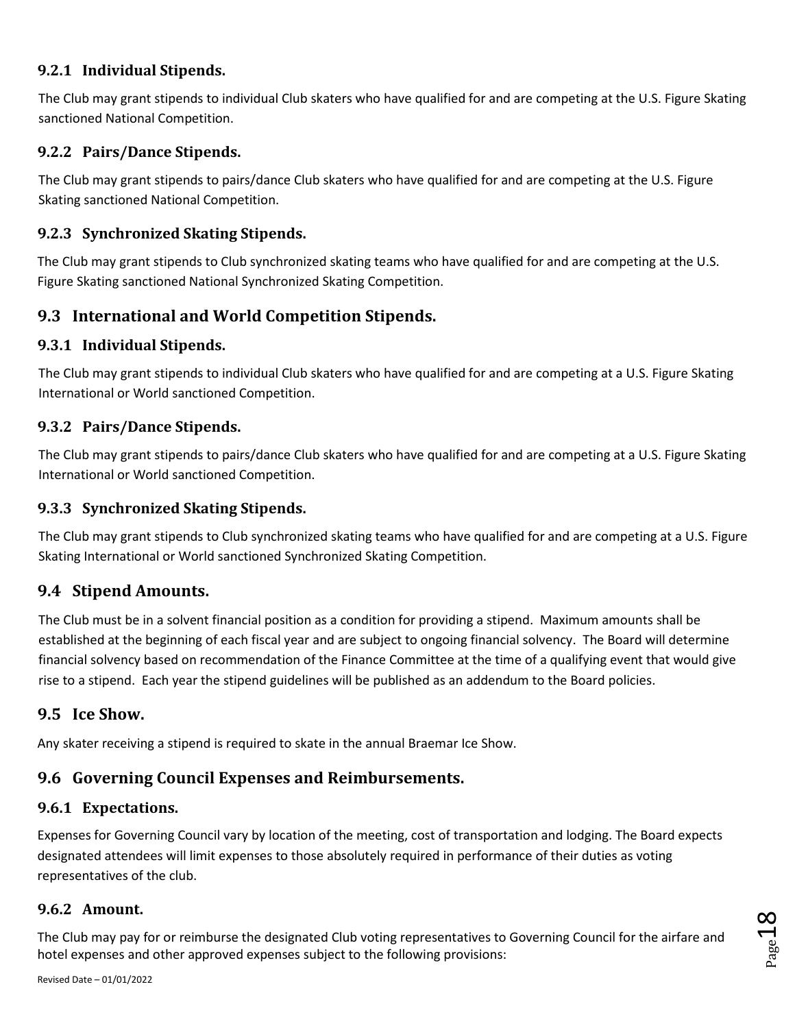### 9.2.1 Individual Stipends.

The Club may grant stipends to individual Club skaters who have qualified for and are competing at the U.S. Figure Skating sanctioned National Competition.

### 9.2.2 Pairs/Dance Stipends.

The Club may grant stipends to pairs/dance Club skaters who have qualified for and are competing at the U.S. Figure Skating sanctioned National Competition.

### 9.2.3 Synchronized Skating Stipends.

The Club may grant stipends to Club synchronized skating teams who have qualified for and are competing at the U.S. Figure Skating sanctioned National Synchronized Skating Competition.

## 9.3 International and World Competition Stipends.

### 9.3.1 Individual Stipends.

The Club may grant stipends to individual Club skaters who have qualified for and are competing at a U.S. Figure Skating International or World sanctioned Competition.

### 9.3.2 Pairs/Dance Stipends.

The Club may grant stipends to pairs/dance Club skaters who have qualified for and are competing at a U.S. Figure Skating International or World sanctioned Competition.

### 9.3.3 Synchronized Skating Stipends.

The Club may grant stipends to Club synchronized skating teams who have qualified for and are competing at a U.S. Figure Skating International or World sanctioned Synchronized Skating Competition.

## 9.4 Stipend Amounts.

The Club must be in a solvent financial position as a condition for providing a stipend. Maximum amounts shall be established at the beginning of each fiscal year and are subject to ongoing financial solvency. The Board will determine financial solvency based on recommendation of the Finance Committee at the time of a qualifying event that would give rise to a stipend. Each year the stipend guidelines will be published as an addendum to the Board policies.

## 9.5 Ice Show.

Any skater receiving a stipend is required to skate in the annual Braemar Ice Show.

## 9.6 Governing Council Expenses and Reimbursements.

### 9.6.1 Expectations.

Expenses for Governing Council vary by location of the meeting, cost of transportation and lodging. The Board expects designated attendees will limit expenses to those absolutely required in performance of their duties as voting representatives of the club.

### 9.6.2 Amount.

The Club may pay for or reimburse the designated Club voting representatives to Governing Council for the airfare and hotel expenses and other approved expenses subject to the following provisions: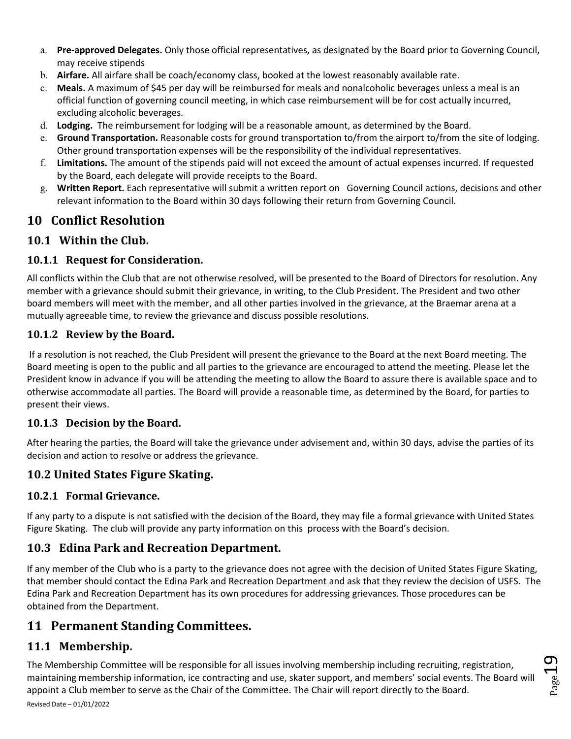a. **Pre-approved Delegates.** Only those official representatives, as designated by the Board prior to Governing Council, may receive stipends
b. **Airfare.** All airfare shall be coach/economy class, booked at the lowest reasonably available rate.
c. **Meals.** A maximum of $45 per day will be reimbursed for meals and nonalcoholic beverages unless a meal is an official function of governing council meeting, in which case reimbursement will be for cost actually incurred, excluding alcoholic beverages.
d. **Lodging.** The reimbursement for lodging will be a reasonable amount, as determined by the Board.
e. **Ground Transportation.** Reasonable costs for ground transportation to/from the airport to/from the site of lodging. Other ground transportation expenses will be the responsibility of the individual representatives.
f. **Limitations.** The amount of the stipends paid will not exceed the amount of actual expenses incurred. If requested by the Board, each delegate will provide receipts to the Board.
g. **Written Report.** Each representative will submit a written report on Governing Council actions, decisions and other relevant information to the Board within 30 days following their return from Governing Council.

# 10 Conflict Resolution

## 10.1 Within the Club.

### 10.1.1 Request for Consideration.

All conflicts within the Club that are not otherwise resolved, will be presented to the Board of Directors for resolution. Any member with a grievance should submit their grievance, in writing, to the Club President. The President and two other board members will meet with the member, and all other parties involved in the grievance, at the Braemar arena at a mutually agreeable time, to review the grievance and discuss possible resolutions.

### 10.1.2 Review by the Board.

If a resolution is not reached, the Club President will present the grievance to the Board at the next Board meeting. The Board meeting is open to the public and all parties to the grievance are encouraged to attend the meeting. Please let the President know in advance if you will be attending the meeting to allow the Board to assure there is available space and to otherwise accommodate all parties. The Board will provide a reasonable time, as determined by the Board, for parties to present their views.

### 10.1.3 Decision by the Board.

After hearing the parties, the Board will take the grievance under advisement and, within 30 days, advise the parties of its decision and action to resolve or address the grievance.

## 10.2 United States Figure Skating.

### 10.2.1 Formal Grievance.

If any party to a dispute is not satisfied with the decision of the Board, they may file a formal grievance with United States Figure Skating. The club will provide any party information on this process with the Board's decision.

## 10.3 Edina Park and Recreation Department.

If any member of the Club who is a party to the grievance does not agree with the decision of United States Figure Skating, that member should contact the Edina Park and Recreation Department and ask that they review the decision of USFS. The Edina Park and Recreation Department has its own procedures for addressing grievances. Those procedures can be obtained from the Department.

# 11 Permanent Standing Committees.

## 11.1 Membership.

The Membership Committee will be responsible for all issues involving membership including recruiting, registration, maintaining membership information, ice contracting and use, skater support, and members' social events. The Board will appoint a Club member to serve as the Chair of the Committee. The Chair will report directly to the Board.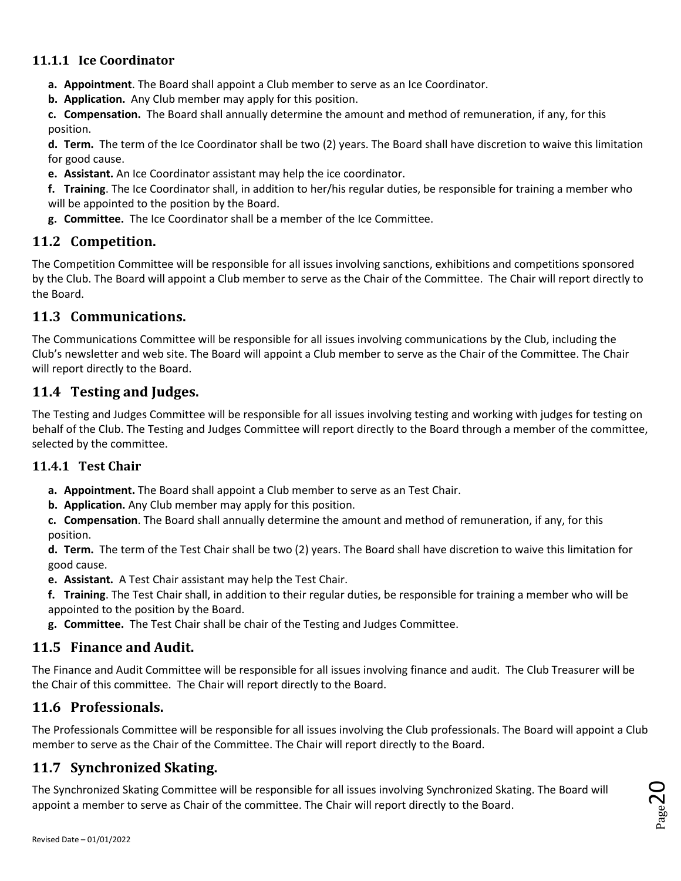### 11.1.1 Ice Coordinator

**a. Appointment**. The Board shall appoint a Club member to serve as an Ice Coordinator.

**b. Application.** Any Club member may apply for this position.

**c. Compensation.** The Board shall annually determine the amount and method of remuneration, if any, for this position.

**d. Term.** The term of the Ice Coordinator shall be two (2) years. The Board shall have discretion to waive this limitation for good cause.

**e. Assistant.** An Ice Coordinator assistant may help the ice coordinator.

**f. Training**. The Ice Coordinator shall, in addition to her/his regular duties, be responsible for training a member who will be appointed to the position by the Board.

**g. Committee.** The Ice Coordinator shall be a member of the Ice Committee.

## 11.2 Competition.

The Competition Committee will be responsible for all issues involving sanctions, exhibitions and competitions sponsored by the Club. The Board will appoint a Club member to serve as the Chair of the Committee. The Chair will report directly to the Board.

## 11.3 Communications.

The Communications Committee will be responsible for all issues involving communications by the Club, including the Club's newsletter and web site. The Board will appoint a Club member to serve as the Chair of the Committee. The Chair will report directly to the Board.

## 11.4 Testing and Judges.

The Testing and Judges Committee will be responsible for all issues involving testing and working with judges for testing on behalf of the Club. The Testing and Judges Committee will report directly to the Board through a member of the committee, selected by the committee.

### 11.4.1 Test Chair

**a. Appointment.** The Board shall appoint a Club member to serve as an Test Chair.

**b. Application.** Any Club member may apply for this position.

**c. Compensation**. The Board shall annually determine the amount and method of remuneration, if any, for this position.

**d. Term.** The term of the Test Chair shall be two (2) years. The Board shall have discretion to waive this limitation for good cause.

**e. Assistant.** A Test Chair assistant may help the Test Chair.

**f. Training**. The Test Chair shall, in addition to their regular duties, be responsible for training a member who will be appointed to the position by the Board.

**g. Committee.** The Test Chair shall be chair of the Testing and Judges Committee.

## 11.5 Finance and Audit.

The Finance and Audit Committee will be responsible for all issues involving finance and audit. The Club Treasurer will be the Chair of this committee. The Chair will report directly to the Board.

## 11.6 Professionals.

The Professionals Committee will be responsible for all issues involving the Club professionals. The Board will appoint a Club member to serve as the Chair of the Committee. The Chair will report directly to the Board.

## 11.7 Synchronized Skating.

The Synchronized Skating Committee will be responsible for all issues involving Synchronized Skating. The Board will appoint a member to serve as Chair of the committee. The Chair will report directly to the Board.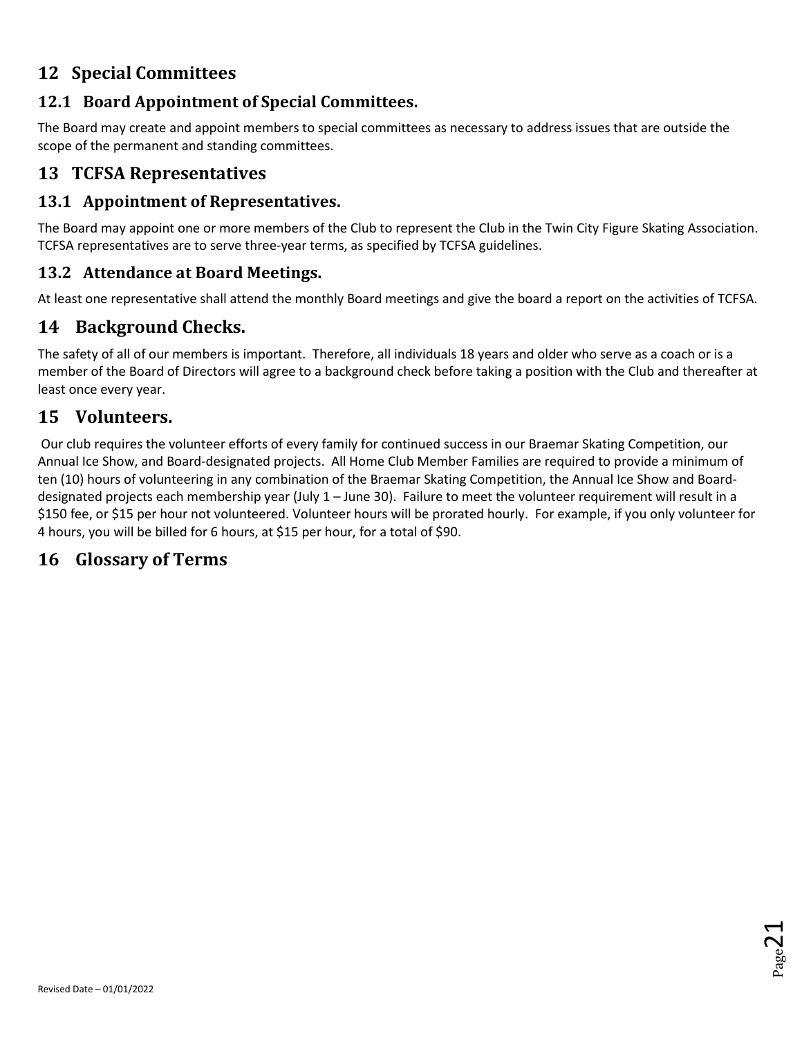## 12 Special Committees

### 12.1 Board Appointment of Special Committees.

The Board may create and appoint members to special committees as necessary to address issues that are outside the scope of the permanent and standing committees.

## 13 TCFSA Representatives

### 13.1 Appointment of Representatives.

The Board may appoint one or more members of the Club to represent the Club in the Twin City Figure Skating Association. TCFSA representatives are to serve three-year terms, as specified by TCFSA guidelines.

### 13.2 Attendance at Board Meetings.

At least one representative shall attend the monthly Board meetings and give the board a report on the activities of TCFSA.

## 14 Background Checks.

The safety of all of our members is important. Therefore, all individuals 18 years and older who serve as a coach or is a member of the Board of Directors will agree to a background check before taking a position with the Club and thereafter at least once every year.

## 15 Volunteers.

Our club requires the volunteer efforts of every family for continued success in our Braemar Skating Competition, our Annual Ice Show, and Board-designated projects. All Home Club Member Families are required to provide a minimum of ten (10) hours of volunteering in any combination of the Braemar Skating Competition, the Annual Ice Show and Board-designated projects each membership year (July 1 – June 30). Failure to meet the volunteer requirement will result in a $150 fee, or $15 per hour not volunteered. Volunteer hours will be prorated hourly. For example, if you only volunteer for 4 hours, you will be billed for 6 hours, at $15 per hour, for a total of $90.

## 16 Glossary of Terms

Revised Date – 01/01/2022